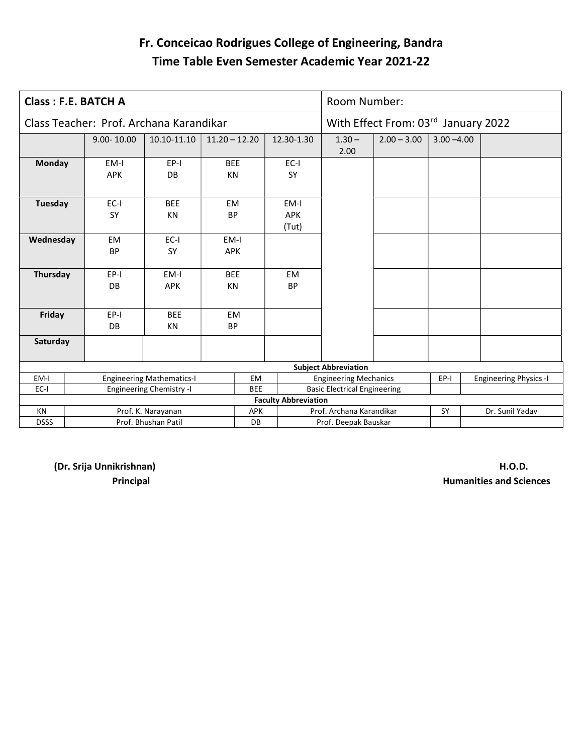# Fr. Conceicao Rodrigues College of Engineering, Bandra

## Time Table Even Semester Academic Year 2021-22

| **Class : F.E. BATCH A** | | | | | Room Number: | | | |
|---|---|---|---|---|---|---|---|---|
| Class Teacher: Prof. Archana Karandikar | | | | | With Effect From: 03rd January 2022 | | | |
| | 9.00- 10.00 | 10.10-11.10 | 11.20 – 12.20 | 12.30-1.30 | 1.30 – 2.00 | 2.00 – 3.00 | 3.00 –4.00 | |
| **Monday** | EM-I APK | EP-I DB | BEE KN | EC-I SY | | | | |
| **Tuesday** | EC-I SY | BEE KN | EM BP | EM-I APK (Tut) | | | | |
| **Wednesday** | EM BP | EC-I SY | EM-I APK | | | | | |
| **Thursday** | EP-I DB | EM-I APK | BEE KN | EM BP | | | | |
| **Friday** | EP-I DB | BEE KN | EM BP | | | | | |
| **Saturday** | | | | | | | | |

| **Subject Abbreviation** | | | | | |
|---|---|---|---|---|---|
| EM-I | Engineering Mathematics-I | EM | Engineering Mechanics | EP-I | Engineering Physics -I |
| EC-I | Engineering Chemistry -I | BEE | Basic Electrical Engineering | | |
| **Faculty Abbreviation** | | | | | |
| KN | Prof. K. Narayanan | APK | Prof. Archana Karandikar | SY | Dr. Sunil Yadav |
| DSSS | Prof. Bhushan Patil | DB | Prof. Deepak Bauskar | | |

**(Dr. Srija Unnikrishnan)**
**Principal**

**H.O.D.**
**Humanities and Sciences**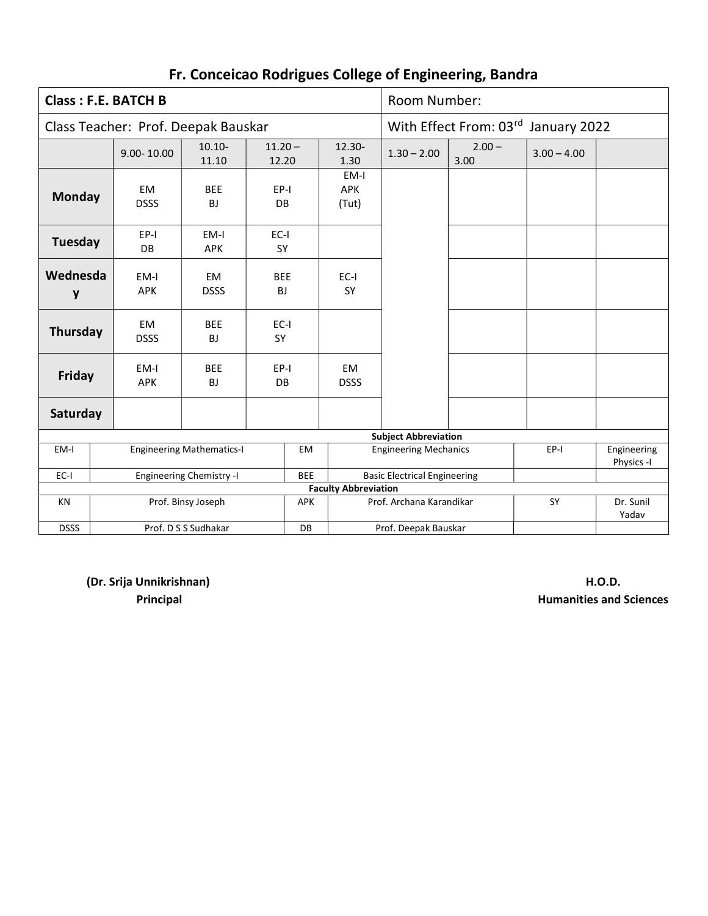# Fr. Conceicao Rodrigues College of Engineering, Bandra

| Class : F.E. BATCH B | | | | | Room Number: | | | |
|---|---|---|---|---|---|---|---|---|
| Class Teacher: Prof. Deepak Bauskar | | | | | With Effect From: 03rd January 2022 | | | |
| | 9.00- 10.00 | 10.10-11.10 | 11.20 – 12.20 | 12.30-1.30 | 1.30 – 2.00 | 2.00 – 3.00 | 3.00 – 4.00 | |
| **Monday** | EM DSSS | BEE BJ | EP-I DB | EM-I APK (Tut) | | | | |
| **Tuesday** | EP-I DB | EM-I APK | EC-I SY | | | | | |
| **Wednesday** | EM-I APK | EM DSSS | BEE BJ | EC-I SY | | | | |
| **Thursday** | EM DSSS | BEE BJ | EC-I SY | | | | | |
| **Friday** | EM-I APK | BEE BJ | EP-I DB | EM DSSS | | | | |
| **Saturday** | | | | | | | | |

**Subject Abbreviation**

| | | | | | |
|---|---|---|---|---|---|
| EM-I | Engineering Mathematics-I | EM | Engineering Mechanics | EP-I | Engineering Physics -I |
| EC-I | Engineering Chemistry -I | BEE | Basic Electrical Engineering | | |

**Faculty Abbreviation**

| | | | | | |
|---|---|---|---|---|---|
| KN | Prof. Binsy Joseph | APK | Prof. Archana Karandikar | SY | Dr. Sunil Yadav |
| DSSS | Prof. D S S Sudhakar | DB | Prof. Deepak Bauskar | | |

**(Dr. Srija Unnikrishnan)**
**Principal**

**H.O.D.**
**Humanities and Sciences**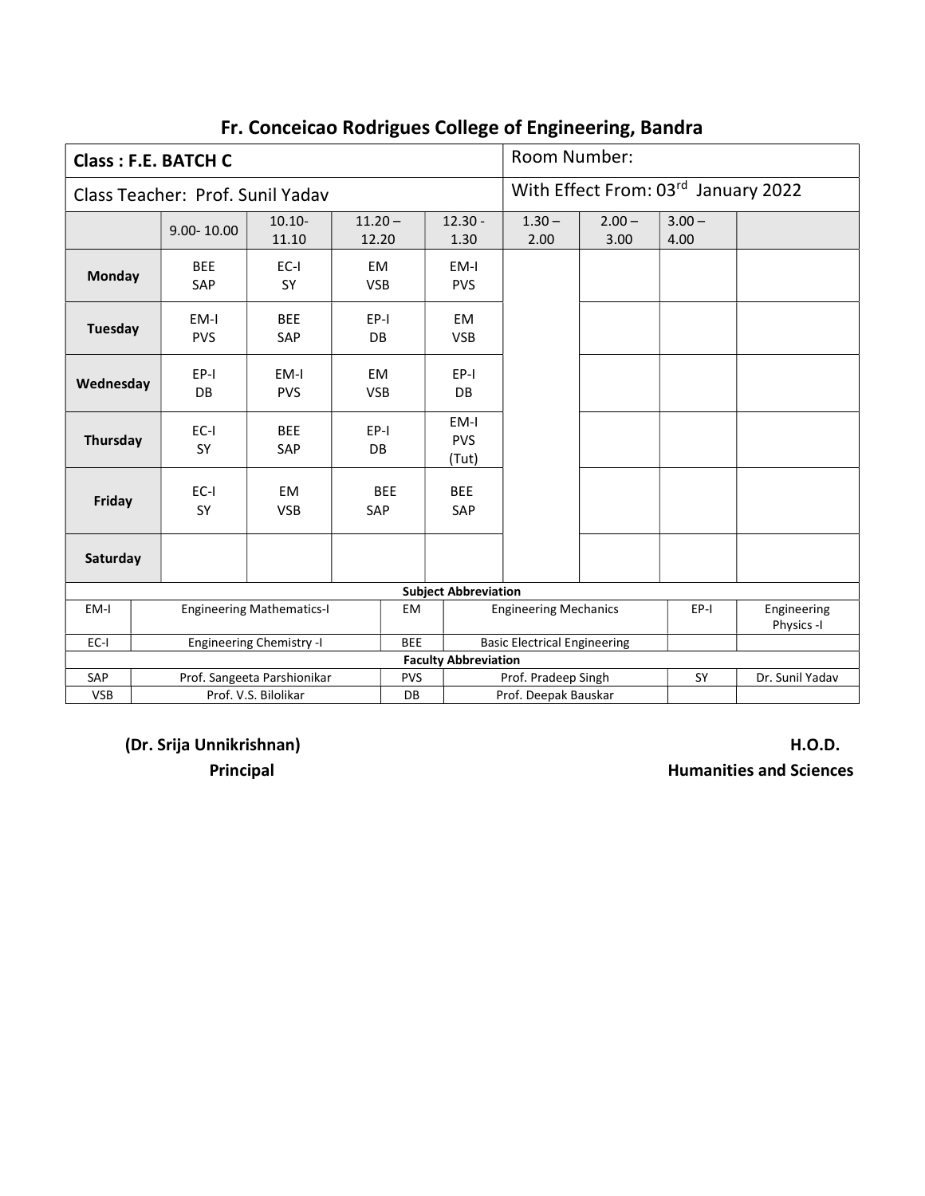## Fr. Conceicao Rodrigues College of Engineering, Bandra

| Class : F.E. BATCH C | | | | | Room Number: | | | |
|---|---|---|---|---|---|---|---|---|
| Class Teacher: Prof. Sunil Yadav | | | | | With Effect From: 03rd January 2022 | | | |
| | 9.00- 10.00 | 10.10- 11.10 | 11.20 – 12.20 | 12.30 - 1.30 | 1.30 – 2.00 | 2.00 – 3.00 | 3.00 – 4.00 | |
| **Monday** | BEE SAP | EC-I SY | EM VSB | EM-I PVS | | | | |
| **Tuesday** | EM-I PVS | BEE SAP | EP-I DB | EM VSB | | | | |
| **Wednesday** | EP-I DB | EM-I PVS | EM VSB | EP-I DB | | | | |
| **Thursday** | EC-I SY | BEE SAP | EP-I DB | EM-I PVS (Tut) | | | | |
| **Friday** | EC-I SY | EM VSB | BEE SAP | BEE SAP | | | | |
| **Saturday** | | | | | | | | |

**Subject Abbreviation**

| | | | | | |
|---|---|---|---|---|---|
| EM-I | Engineering Mathematics-I | EM | Engineering Mechanics | EP-I | Engineering Physics -I |
| EC-I | Engineering Chemistry -I | BEE | Basic Electrical Engineering | | |

**Faculty Abbreviation**

| | | | | | |
|---|---|---|---|---|---|
| SAP | Prof. Sangeeta Parshionikar | PVS | Prof. Pradeep Singh | SY | Dr. Sunil Yadav |
| VSB | Prof. V.S. Bilolikar | DB | Prof. Deepak Bauskar | | |

**(Dr. Srija Unnikrishnan)**
**Principal**

**H.O.D.**
**Humanities and Sciences**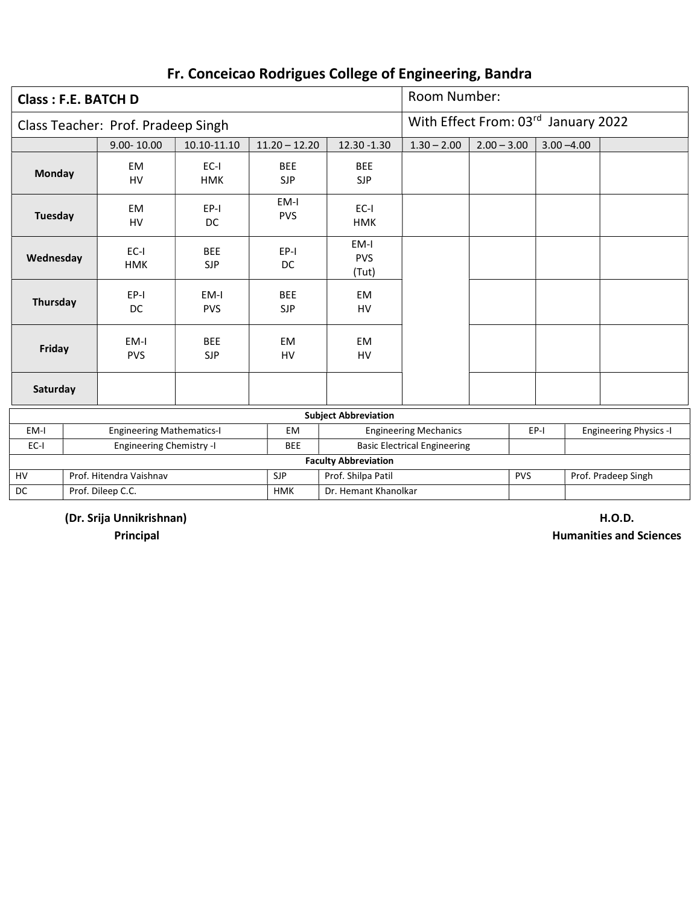# Fr. Conceicao Rodrigues College of Engineering, Bandra

| **Class : F.E. BATCH D** | | | | | Room Number: | | | |
|---|---|---|---|---|---|---|---|---|
| Class Teacher: Prof. Pradeep Singh | | | | | With Effect From: 03rd January 2022 | | | |
| | 9.00- 10.00 | 10.10-11.10 | 11.20 – 12.20 | 12.30 -1.30 | 1.30 – 2.00 | 2.00 – 3.00 | 3.00 –4.00 | |
| **Monday** | EM HV | EC-I HMK | BEE SJP | BEE SJP | | | | |
| **Tuesday** | EM HV | EP-I DC | EM-I PVS | EC-I HMK | | | | |
| **Wednesday** | EC-I HMK | BEE SJP | EP-I DC | EM-I PVS (Tut) | | | | |
| **Thursday** | EP-I DC | EM-I PVS | BEE SJP | EM HV | | | | |
| **Friday** | EM-I PVS | BEE SJP | EM HV | EM HV | | | | |
| **Saturday** | | | | | | | | |

| **Subject Abbreviation** | | | | | |
|---|---|---|---|---|---|
| EM-I | Engineering Mathematics-I | EM | Engineering Mechanics | EP-I | Engineering Physics -I |
| EC-I | Engineering Chemistry -I | BEE | Basic Electrical Engineering | | |
| **Faculty Abbreviation** | | | | | |
| HV | Prof. Hitendra Vaishnav | SJP | Prof. Shilpa Patil | PVS | Prof. Pradeep Singh |
| DC | Prof. Dileep C.C. | HMK | Dr. Hemant Khanolkar | | |

**(Dr. Srija Unnikrishnan)**
**Principal**

**H.O.D.**
**Humanities and Sciences**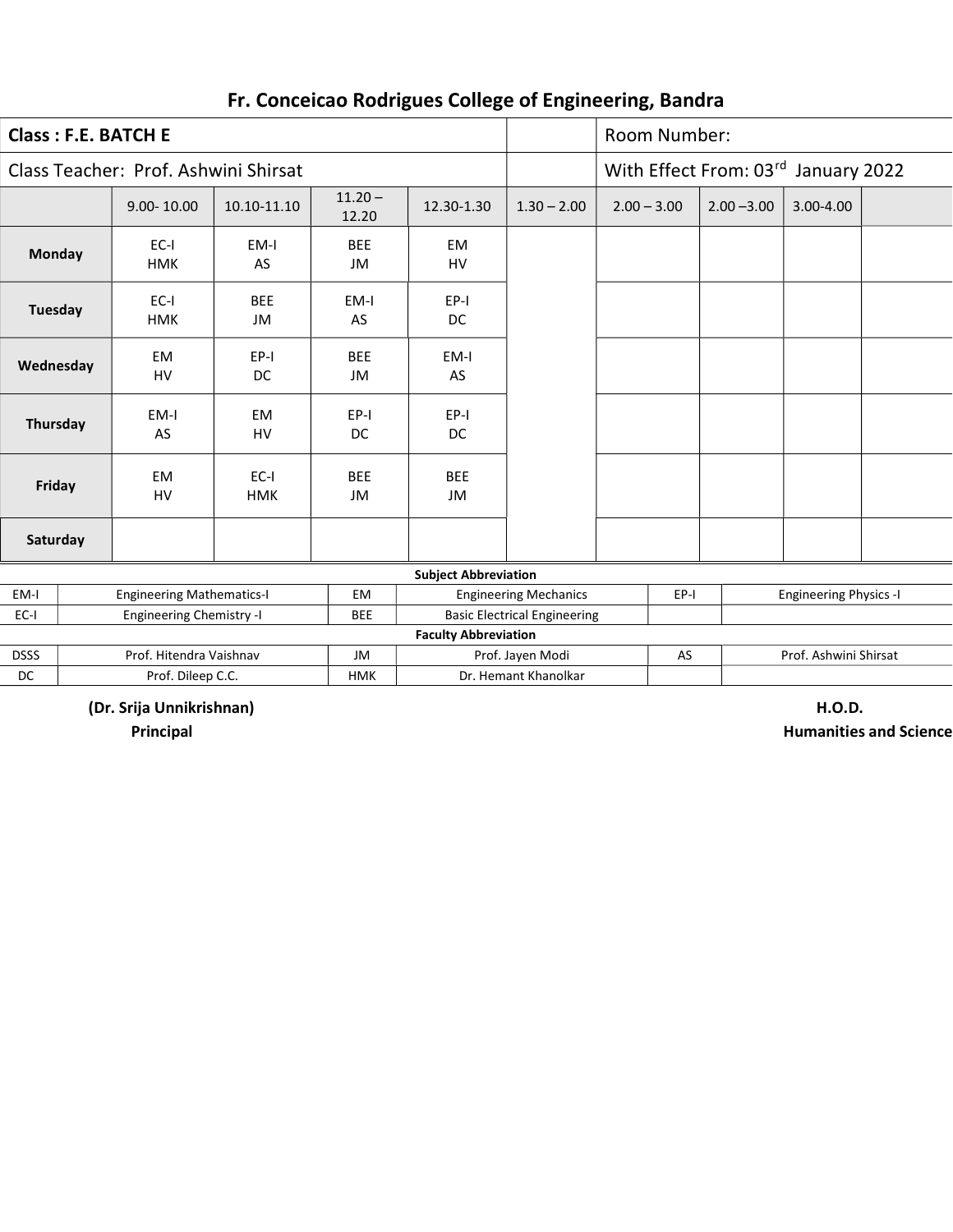# Fr. Conceicao Rodrigues College of Engineering, Bandra

| **Class : F.E. BATCH E** | | | | | | Room Number: | | | |
|---|---|---|---|---|---|---|---|---|---|
| Class Teacher: Prof. Ashwini Shirsat | | | | | | With Effect From: 03rd January 2022 | | | |
| | 9.00- 10.00 | 10.10-11.10 | 11.20 – 12.20 | 12.30-1.30 | 1.30 – 2.00 | 2.00 – 3.00 | 2.00 –3.00 | 3.00-4.00 | |
| **Monday** | EC-I HMK | EM-I AS | BEE JM | EM HV | | | | | |
| **Tuesday** | EC-I HMK | BEE JM | EM-I AS | EP-I DC | | | | | |
| **Wednesday** | EM HV | EP-I DC | BEE JM | EM-I AS | | | | | |
| **Thursday** | EM-I AS | EM HV | EP-I DC | EP-I DC | | | | | |
| **Friday** | EM HV | EC-I HMK | BEE JM | BEE JM | | | | | |
| **Saturday** | | | | | | | | | |

**Subject Abbreviation**

| | | | | | |
|---|---|---|---|---|---|
| EM-I | Engineering Mathematics-I | EM | Engineering Mechanics | EP-I | Engineering Physics -I |
| EC-I | Engineering Chemistry -I | BEE | Basic Electrical Engineering | | |

**Faculty Abbreviation**

| | | | | | |
|---|---|---|---|---|---|
| DSSS | Prof. Hitendra Vaishnav | JM | Prof. Jayen Modi | AS | Prof. Ashwini Shirsat |
| DC | Prof. Dileep C.C. | HMK | Dr. Hemant Khanolkar | | |

**(Dr. Srija Unnikrishnan)**
**Principal**

**H.O.D.**
**Humanities and Science**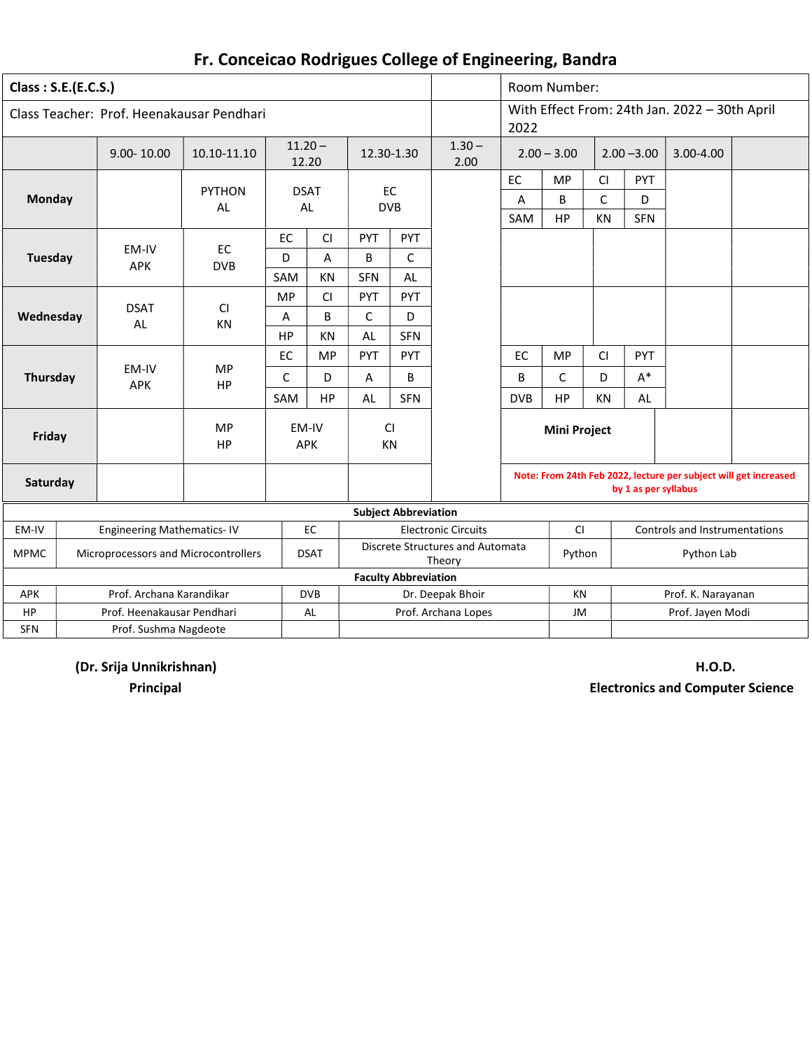# Fr. Conceicao Rodrigues College of Engineering, Bandra

**Class : S.E.(E.C.S.)**

Room Number:

Class Teacher: Prof. Heenakausar Pendhari

With Effect From: 24th Jan. 2022 – 30th April 2022

| | 9.00- 10.00 | 10.10-11.10 | 11.20 – 12.20 | 12.30-1.30 | 1.30 – 2.00 | 2.00 – 3.00 | 2.00 –3.00 | 3.00-4.00 |
|---|---|---|---|---|---|---|---|---|
| **Monday** | | PYTHON AL | DSAT AL | EC DVB | | EC / A / SAM; MP / B / HP | CI / C / KN; PYT / D / SFN | |
| **Tuesday** | EM-IV APK | EC DVB | EC / D / SAM; CI / A / KN | PYT / B / SFN; PYT / C / AL | | | | |
| **Wednesday** | DSAT AL | CI KN | MP / A / HP; CI / B / KN | PYT / C / AL; PYT / D / SFN | | | | |
| **Thursday** | EM-IV APK | MP HP | EC / C / SAM; MP / D / HP | PYT / A / AL; PYT / B / SFN | | EC / B / DVB; MP / C / HP | CI / D / KN; PYT / A* / AL | |
| **Friday** | | MP HP | EM-IV APK | CI KN | | **Mini Project** | | |
| **Saturday** | | | | | | | | |

**Note: From 24th Feb 2022, lecture per subject will get increased by 1 as per syllabus**

| **Subject Abbreviation** | | | | | |
|---|---|---|---|---|---|
| EM-IV | Engineering Mathematics- IV | EC | Electronic Circuits | CI | Controls and Instrumentations |
| MPMC | Microprocessors and Microcontrollers | DSAT | Discrete Structures and Automata Theory | Python | Python Lab |
| **Faculty Abbreviation** | | | | | |
| APK | Prof. Archana Karandikar | DVB | Dr. Deepak Bhoir | KN | Prof. K. Narayanan |
| HP | Prof. Heenakausar Pendhari | AL | Prof. Archana Lopes | JM | Prof. Jayen Modi |
| SFN | Prof. Sushma Nagdeote | | | | |

**(Dr. Srija Unnikrishnan)**
**Principal**

**H.O.D.**
**Electronics and Computer Science**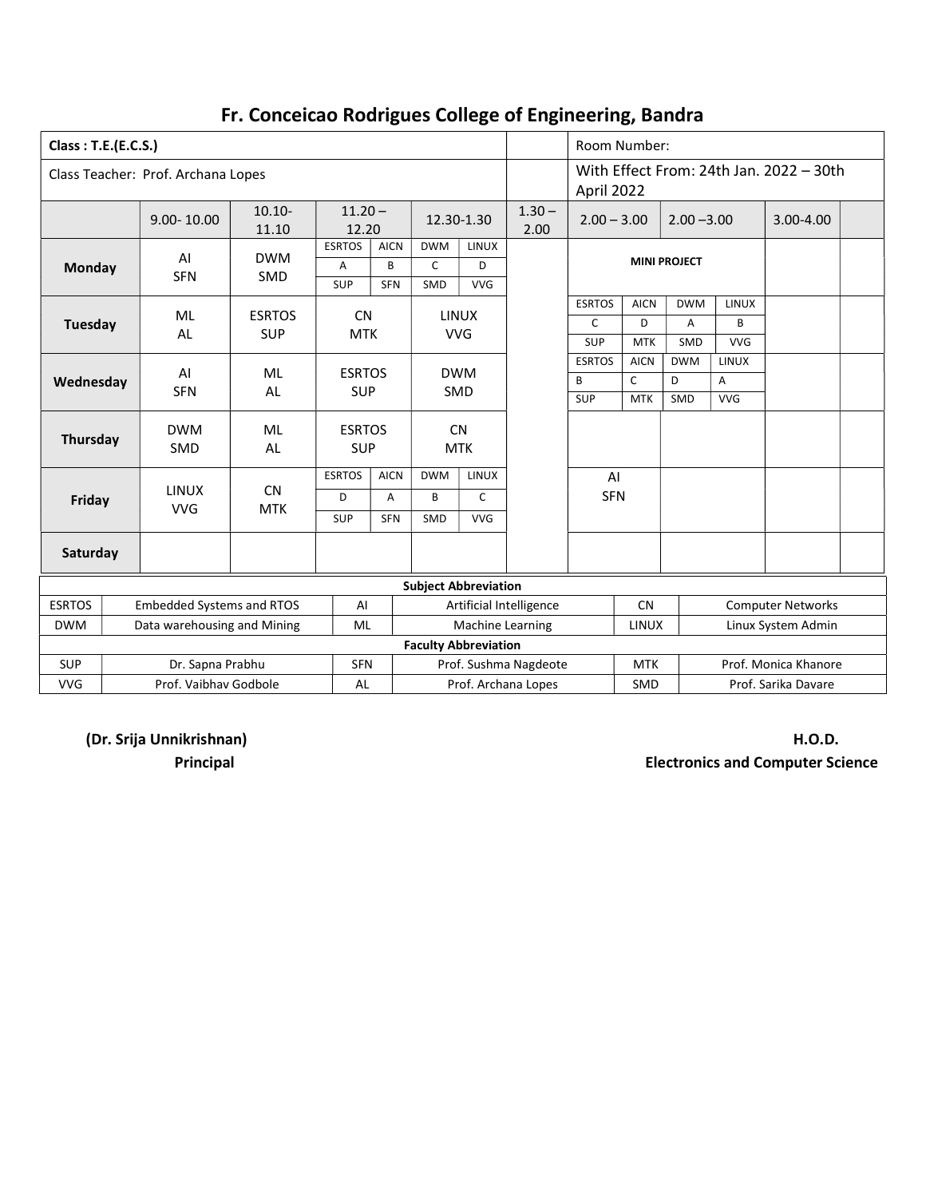# Fr. Conceicao Rodrigues College of Engineering, Bandra

**Class : T.E.(E.C.S.)**

Class Teacher: Prof. Archana Lopes

Room Number:

With Effect From: 24th Jan. 2022 – 30th April 2022

| | 9.00- 10.00 | 10.10-11.10 | 11.20 – 12.20 | 12.30-1.30 | 1.30 – 2.00 | 2.00 – 3.00 | 2.00 –3.00 | 3.00-4.00 | |
|---|---|---|---|---|---|---|---|---|---|
| **Monday** | AI SFN | DWM SMD | ESRTOS A SUP / AICN B SFN | DWM C SMD / LINUX D VVG | | MINI PROJECT | | | |
| **Tuesday** | ML AL | ESRTOS SUP | CN MTK | LINUX VVG | | ESRTOS C SUP / AICN D MTK | DWM A SMD / LINUX B VVG | | |
| **Wednesday** | AI SFN | ML AL | ESRTOS SUP | DWM SMD | | ESRTOS B SUP / AICN C MTK | DWM D SMD / LINUX A VVG | | |
| **Thursday** | DWM SMD | ML AL | ESRTOS SUP | CN MTK | | | | | |
| **Friday** | LINUX VVG | CN MTK | ESRTOS D SUP / AICN A SFN | DWM B SMD / LINUX C VVG | | AI SFN | | | |
| **Saturday** | | | | | | | | | |

**Subject Abbreviation**

| ESRTOS | Embedded Systems and RTOS | AI | Artificial Intelligence | CN | Computer Networks |
|---|---|---|---|---|---|
| DWM | Data warehousing and Mining | ML | Machine Learning | LINUX | Linux System Admin |

**Faculty Abbreviation**

| SUP | Dr. Sapna Prabhu | SFN | Prof. Sushma Nagdeote | MTK | Prof. Monica Khanore |
|---|---|---|---|---|---|
| VVG | Prof. Vaibhav Godbole | AL | Prof. Archana Lopes | SMD | Prof. Sarika Davare |

**(Dr. Srija Unnikrishnan)**
**Principal**

**H.O.D.**
**Electronics and Computer Science**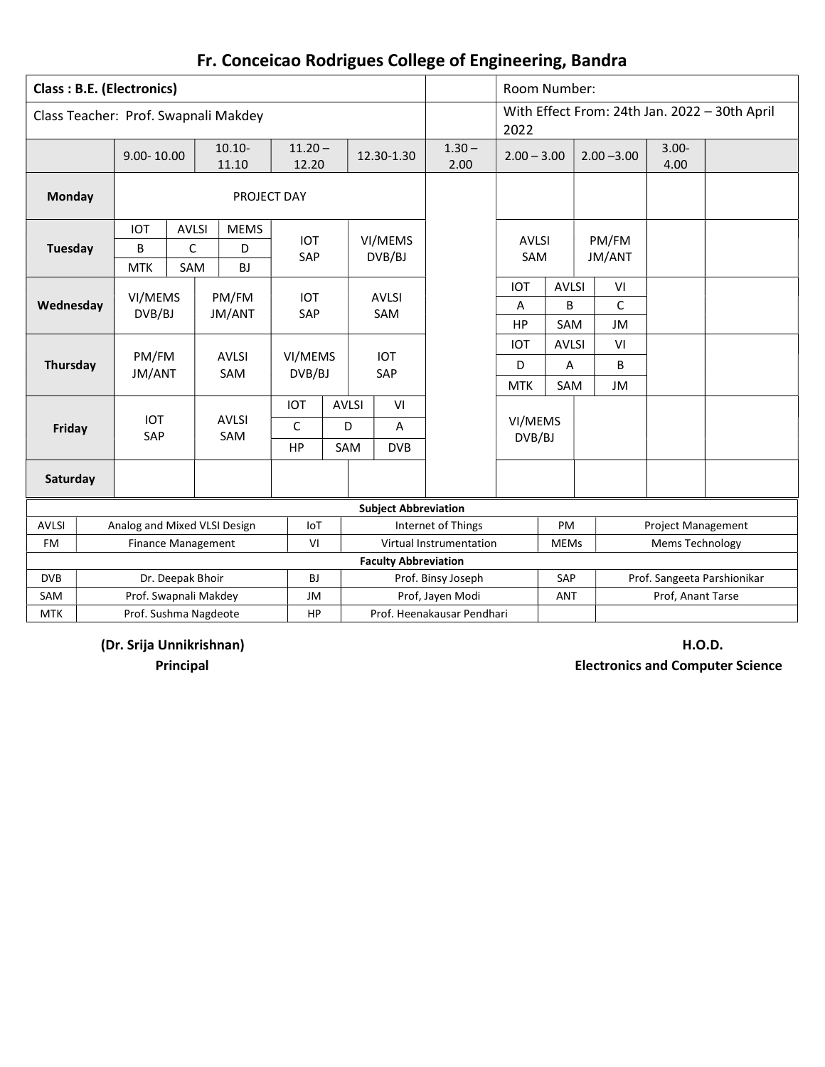# Fr. Conceicao Rodrigues College of Engineering, Bandra

| Class : B.E. (Electronics) | | Room Number: |
|---|---|---|
| Class Teacher: Prof. Swapnali Makdey | | With Effect From: 24th Jan. 2022 – 30th April 2022 |

| | 9.00- 10.00 | 10.10- 11.10 | 11.20 – 12.20 | 12.30-1.30 | 1.30 – 2.00 | 2.00 – 3.00 | 2.00 –3.00 | 3.00- 4.00 | |
|---|---|---|---|---|---|---|---|---|---|
| **Monday** | PROJECT DAY | | | | | | | | |
| **Tuesday** | IOT B MTK / AVLSI C SAM / MEMS D BJ | | IOT SAP | VI/MEMS DVB/BJ | | AVLSI SAM | PM/FM JM/ANT | | |
| **Wednesday** | VI/MEMS DVB/BJ | PM/FM JM/ANT | IOT SAP | AVLSI SAM | | IOT A HP / AVLSI B SAM / VI C JM | | | |
| **Thursday** | PM/FM JM/ANT | AVLSI SAM | VI/MEMS DVB/BJ | IOT SAP | | IOT D MTK / AVLSI A SAM / VI B JM | | | |
| **Friday** | IOT SAP | AVLSI SAM | IOT C HP / AVLSI D SAM / VI A DVB | | | VI/MEMS DVB/BJ | | | |
| **Saturday** | | | | | | | | | |

**Subject Abbreviation**

| | | | | | |
|---|---|---|---|---|---|
| AVLSI | Analog and Mixed VLSI Design | IoT | Internet of Things | PM | Project Management |
| FM | Finance Management | VI | Virtual Instrumentation | MEMs | Mems Technology |

**Faculty Abbreviation**

| | | | | | |
|---|---|---|---|---|---|
| DVB | Dr. Deepak Bhoir | BJ | Prof. Binsy Joseph | SAP | Prof. Sangeeta Parshionikar |
| SAM | Prof. Swapnali Makdey | JM | Prof, Jayen Modi | ANT | Prof, Anant Tarse |
| MTK | Prof. Sushma Nagdeote | HP | Prof. Heenakausar Pendhari | | |

**(Dr. Srija Unnikrishnan)**
**Principal**

**H.O.D.**
**Electronics and Computer Science**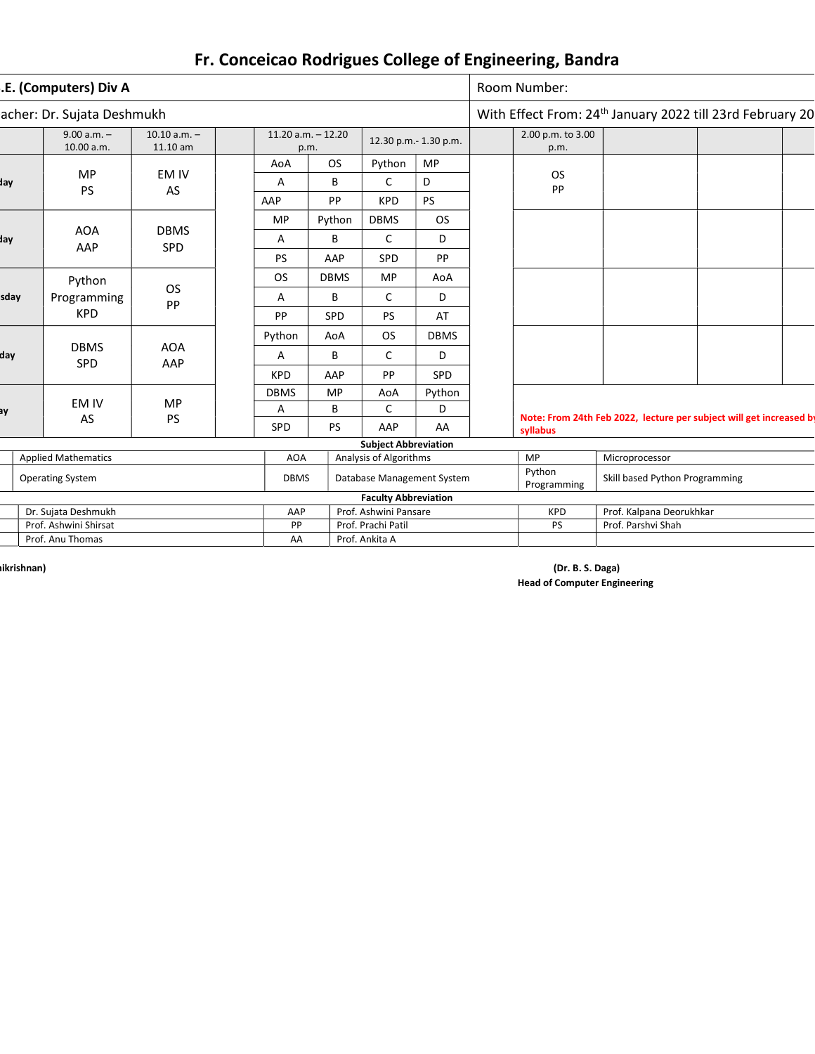# Fr. Conceicao Rodrigues College of Engineering, Bandra

| .E. (Computers) Div A | | | | | | | | | | Room Number: | | | |
|---|---|---|---|---|---|---|---|---|---|---|---|---|---|
| acher: Dr. Sujata Deshmukh | | | | | | | | | | With Effect From: 24th January 2022 till 23rd February 20 | | | |
| | 9.00 a.m. – 10.00 a.m. | 10.10 a.m. – 11.10 am | | 11.20 a.m. – 12.20 p.m. | | 12.30 p.m.- 1.30 p.m. | | | | 2.00 p.m. to 3.00 p.m. | | | |
| day | MP PS | EM IV AS | | AoA | OS | Python | MP | | | OS PP | | | |
| | | | | A | B | C | D | | | | | | |
| | | | | AAP | PP | KPD | PS | | | | | | |
| day | AOA AAP | DBMS SPD | | MP | Python | DBMS | OS | | | | | | |
| | | | | A | B | C | D | | | | | | |
| | | | | PS | AAP | SPD | PP | | | | | | |
| sday | Python Programming KPD | OS PP | | OS | DBMS | MP | AoA | | | | | | |
| | | | | A | B | C | D | | | | | | |
| | | | | PP | SPD | PS | AT | | | | | | |
| day | DBMS SPD | AOA AAP | | Python | AoA | OS | DBMS | | | | | | |
| | | | | A | B | C | D | | | | | | |
| | | | | KPD | AAP | PP | SPD | | | | | | |
| ay | EM IV AS | MP PS | | DBMS | MP | AoA | Python | | | Note: From 24th Feb 2022, lecture per subject will get increased by syllabus | | | |
| | | | | A | B | C | D | | | | | | |
| | | | | SPD | PS | AAP | AA | | | | | | |

**Subject Abbreviation**

| | | | | | |
|---|---|---|---|---|---|
| | Applied Mathematics | AOA | Analysis of Algorithms | MP | Microprocessor |
| | Operating System | DBMS | Database Management System | Python Programming | Skill based Python Programming |

**Faculty Abbreviation**

| | | | | | |
|---|---|---|---|---|---|
| | Dr. Sujata Deshmukh | AAP | Prof. Ashwini Pansare | KPD | Prof. Kalpana Deorukhkar |
| | Prof. Ashwini Shirsat | PP | Prof. Prachi Patil | PS | Prof. Parshvi Shah |
| | Prof. Anu Thomas | AA | Prof. Ankita A | | |

**ikrishnan)**

**(Dr. B. S. Daga)**
**Head of Computer Engineering**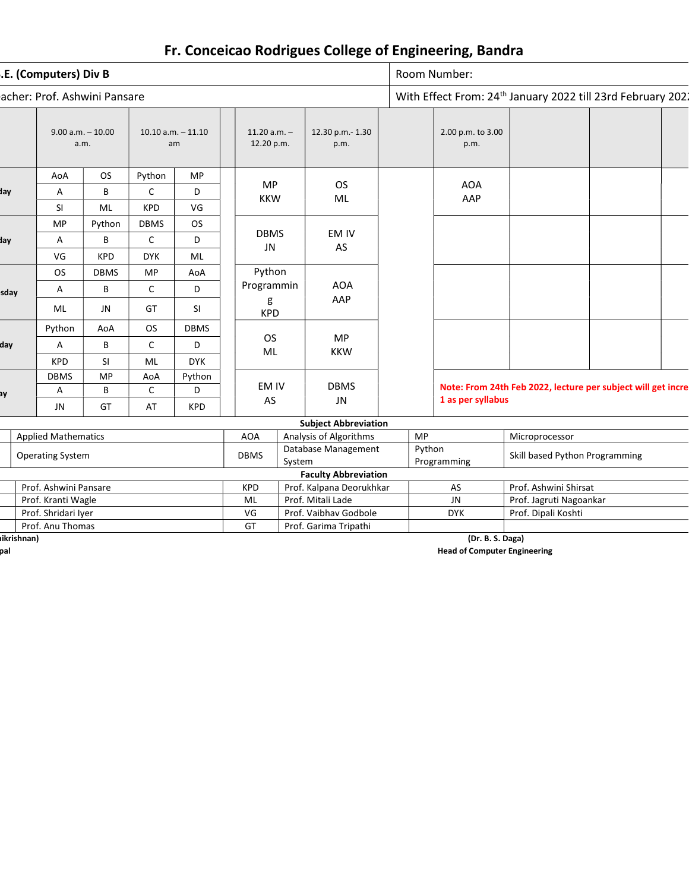# Fr. Conceicao Rodrigues College of Engineering, Bandra

| .E. (Computers) Div B | Room Number: |
|---|---|
| acher: Prof. Ashwini Pansare | With Effect From: 24th January 2022 till 23rd February 202 |

| | 9.00 a.m. – 10.00 a.m. | | 10.10 a.m. – 11.10 am | | | 11.20 a.m. – 12.20 p.m. | 12.30 p.m.- 1.30 p.m. | | 2.00 p.m. to 3.00 p.m. | | | |
|---|---|---|---|---|---|---|---|---|---|---|---|---|
| day | AoA / A / SI | OS / B / ML | Python / C / KPD | MP / D / VG | | MP KKW | OS ML | | AOA AAP | | | |
| day | MP / A / VG | Python / B / KPD | DBMS / C / DYK | OS / D / ML | | DBMS JN | EM IV AS | | | | | |
| sday | OS / A / ML | DBMS / B / JN | MP / C / GT | AoA / D / SI | | Python Programming KPD | AOA AAP | | | | | |
| day | Python / A / KPD | AoA / B / SI | OS / C / ML | DBMS / D / DYK | | OS ML | MP KKW | | | | | |
| ay | DBMS / A / JN | MP / B / GT | AoA / C / AT | Python / D / KPD | | EM IV AS | DBMS JN | | **Note: From 24th Feb 2022, lecture per subject will get incre 1 as per syllabus** | | | |

**Subject Abbreviation**

| | | | | | |
|---|---|---|---|---|---|
| | Applied Mathematics | AOA | Analysis of Algorithms | MP | Microprocessor |
| | Operating System | DBMS | Database Management System | Python Programming | Skill based Python Programming |

**Faculty Abbreviation**

| | | | | | |
|---|---|---|---|---|---|
| | Prof. Ashwini Pansare | KPD | Prof. Kalpana Deorukhkar | AS | Prof. Ashwini Shirsat |
| | Prof. Kranti Wagle | ML | Prof. Mitali Lade | JN | Prof. Jagruti Nagoankar |
| | Prof. Shridari Iyer | VG | Prof. Vaibhav Godbole | DYK | Prof. Dipali Koshti |
| | Prof. Anu Thomas | GT | Prof. Garima Tripathi | | |

**ikrishnan)**
**pal**

**(Dr. B. S. Daga)**
**Head of Computer Engineering**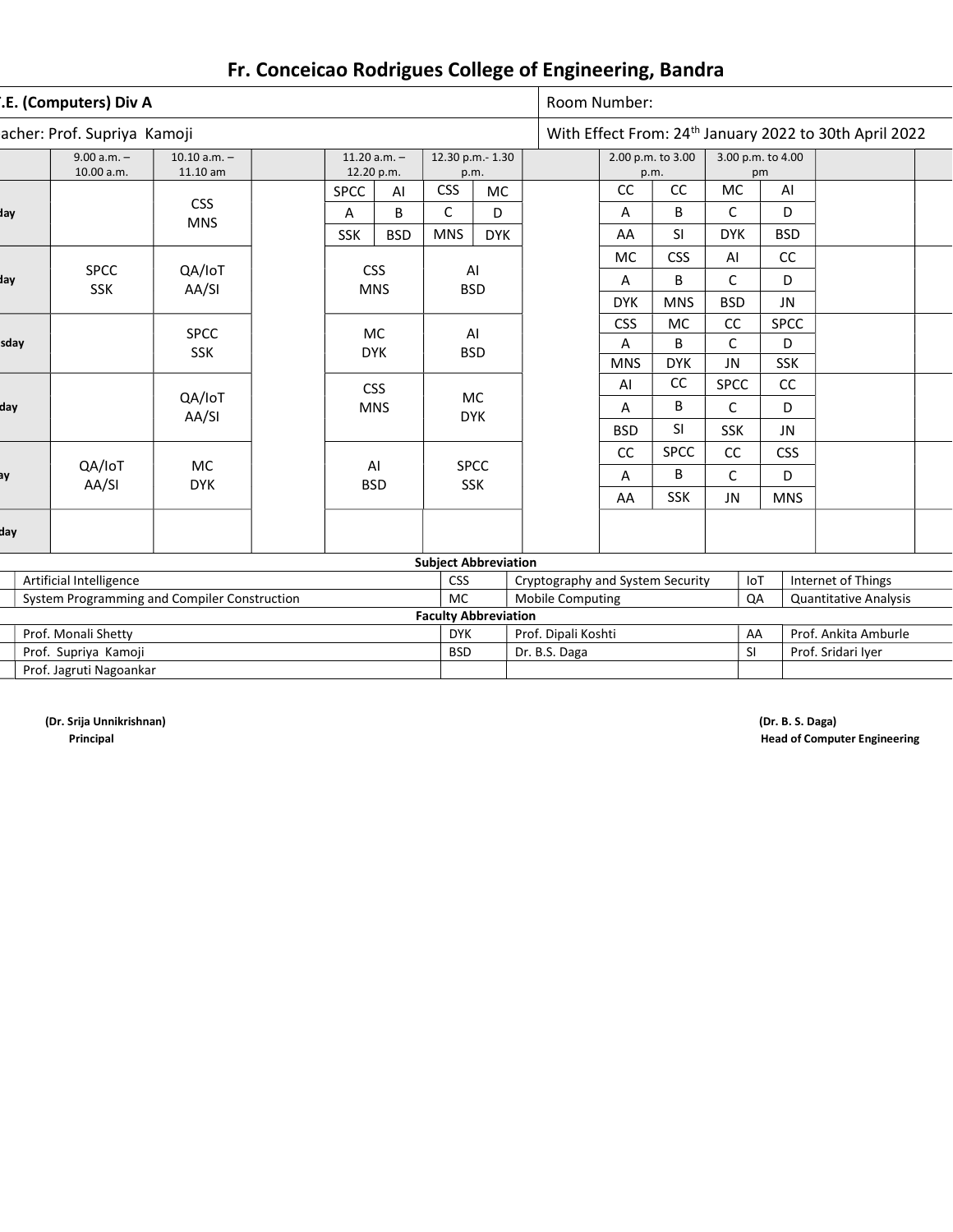# Fr. Conceicao Rodrigues College of Engineering, Bandra

| .E. (Computers) Div A | Room Number: |
|---|---|
| acher: Prof. Supriya Kamoji | With Effect From: 24th January 2022 to 30th April 2022 |

| | 9.00 a.m. – 10.00 a.m. | 10.10 a.m. – 11.10 am | | 11.20 a.m. – 12.20 p.m. | | 12.30 p.m.- 1.30 p.m. | | | 2.00 p.m. to 3.00 p.m. | | 3.00 p.m. to 4.00 pm | | | |
|---|---|---|---|---|---|---|---|---|---|---|---|---|---|---|
| day | | CSS MNS | | SPCC A SSK | AI B BSD | CSS C MNS | MC D DYK | | CC A AA | CC B SI | MC C DYK | AI D BSD | | |
| day | SPCC SSK | QA/IoT AA/SI | | CSS MNS | | AI BSD | | | MC A DYK | CSS B MNS | AI C BSD | CC D JN | | |
| sday | | SPCC SSK | | MC DYK | | AI BSD | | | CSS A MNS | MC B DYK | CC C JN | SPCC D SSK | | |
| day | | QA/IoT AA/SI | | CSS MNS | | MC DYK | | | AI A BSD | CC B SI | SPCC C SSK | CC D JN | | |
| ay | QA/IoT AA/SI | MC DYK | | AI BSD | | SPCC SSK | | | CC A AA | SPCC B SSK | CC C JN | CSS D MNS | | |
| day | | | | | | | | | | | | | | |

**Subject Abbreviation**

| | | | | | |
|---|---|---|---|---|---|
| | Artificial Intelligence | CSS | Cryptography and System Security | IoT | Internet of Things |
| | System Programming and Compiler Construction | MC | Mobile Computing | QA | Quantitative Analysis |

**Faculty Abbreviation**

| | | | | | |
|---|---|---|---|---|---|
| | Prof. Monali Shetty | DYK | Prof. Dipali Koshti | AA | Prof. Ankita Amburle |
| | Prof. Supriya Kamoji | BSD | Dr. B.S. Daga | SI | Prof. Sridari Iyer |
| | Prof. Jagruti Nagoankar | | | | |

**(Dr. Srija Unnikrishnan)**
**Principal**

**(Dr. B. S. Daga)**
**Head of Computer Engineering**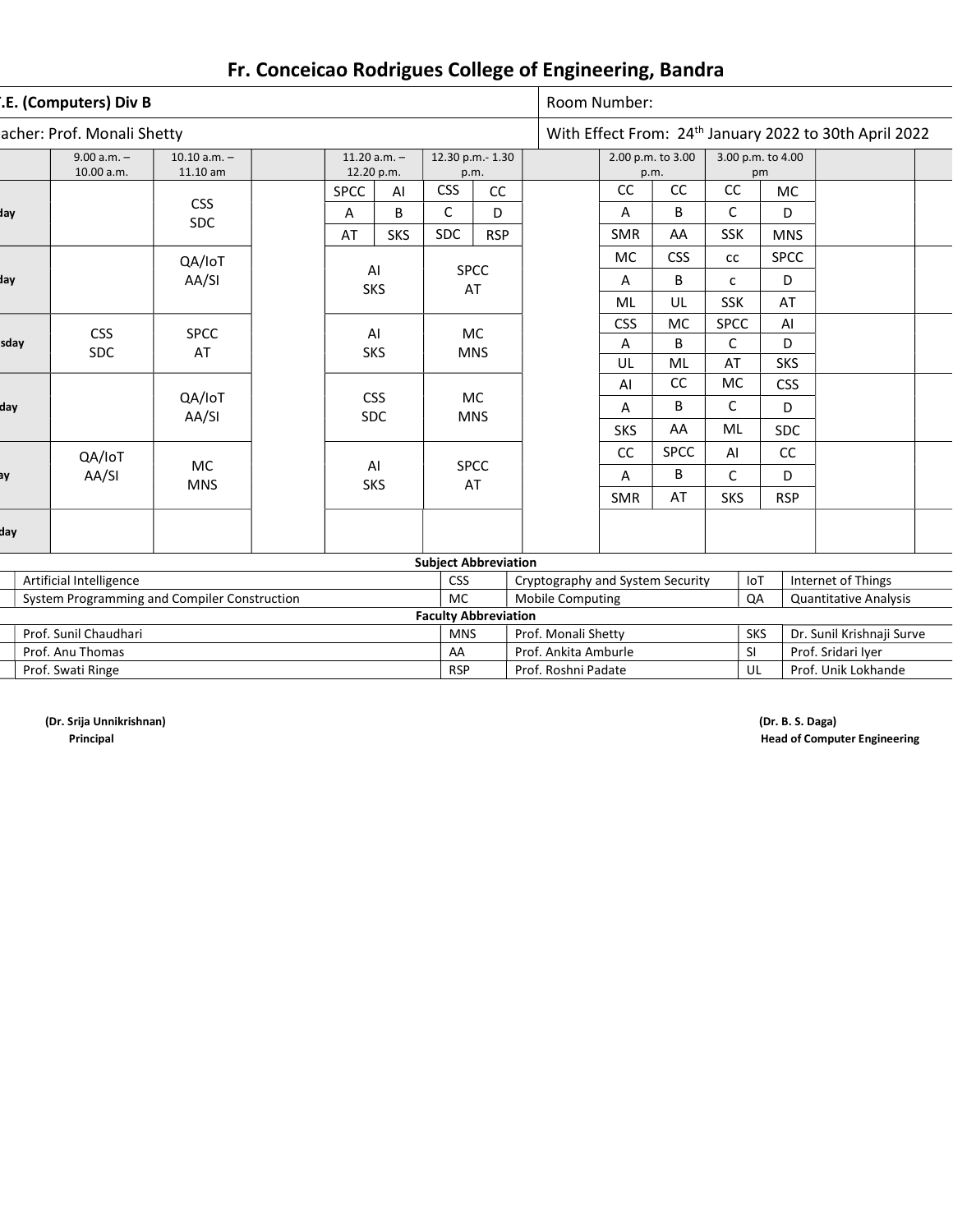# Fr. Conceicao Rodrigues College of Engineering, Bandra

| .E. (Computers) Div B | Room Number: |
|---|---|
| acher: Prof. Monali Shetty | With Effect From: 24th January 2022 to 30th April 2022 |

| | 9.00 a.m. – 10.00 a.m. | 10.10 a.m. – 11.10 am | | 11.20 a.m. – 12.20 p.m. | | 12.30 p.m.- 1.30 p.m. | | | 2.00 p.m. to 3.00 p.m. | | 3.00 p.m. to 4.00 pm | | | |
|---|---|---|---|---|---|---|---|---|---|---|---|---|---|---|
| day | | CSS SDC | | SPCC | AI | CSS | CC | | CC | CC | CC | MC | | |
| | | | | A | B | C | D | | A | B | C | D | | |
| | | | | AT | SKS | SDC | RSP | | SMR | AA | SSK | MNS | | |
| day | | QA/IoT AA/SI | | AI SKS | | SPCC AT | | | MC | CSS | cc | SPCC | | |
| | | | | | | | | | A | B | c | D | | |
| | | | | | | | | | ML | UL | SSK | AT | | |
| sday | CSS SDC | SPCC AT | | AI SKS | | MC MNS | | | CSS | MC | SPCC | AI | | |
| | | | | | | | | | A | B | C | D | | |
| | | | | | | | | | UL | ML | AT | SKS | | |
| day | | QA/IoT AA/SI | | CSS SDC | | MC MNS | | | AI | CC | MC | CSS | | |
| | | | | | | | | | A | B | C | D | | |
| | | | | | | | | | SKS | AA | ML | SDC | | |
| ay | QA/IoT AA/SI | MC MNS | | AI SKS | | SPCC AT | | | CC | SPCC | AI | CC | | |
| | | | | | | | | | A | B | C | D | | |
| | | | | | | | | | SMR | AT | SKS | RSP | | |
| day | | | | | | | | | | | | | | |

**Subject Abbreviation**

| | | | | | |
|---|---|---|---|---|---|
| | Artificial Intelligence | CSS | Cryptography and System Security | IoT | Internet of Things |
| | System Programming and Compiler Construction | MC | Mobile Computing | QA | Quantitative Analysis |

**Faculty Abbreviation**

| | | | | | |
|---|---|---|---|---|---|
| | Prof. Sunil Chaudhari | MNS | Prof. Monali Shetty | SKS | Dr. Sunil Krishnaji Surve |
| | Prof. Anu Thomas | AA | Prof. Ankita Amburle | SI | Prof. Sridari Iyer |
| | Prof. Swati Ringe | RSP | Prof. Roshni Padate | UL | Prof. Unik Lokhande |

**(Dr. Srija Unnikrishnan)**
**Principal**

**(Dr. B. S. Daga)**
**Head of Computer Engineering**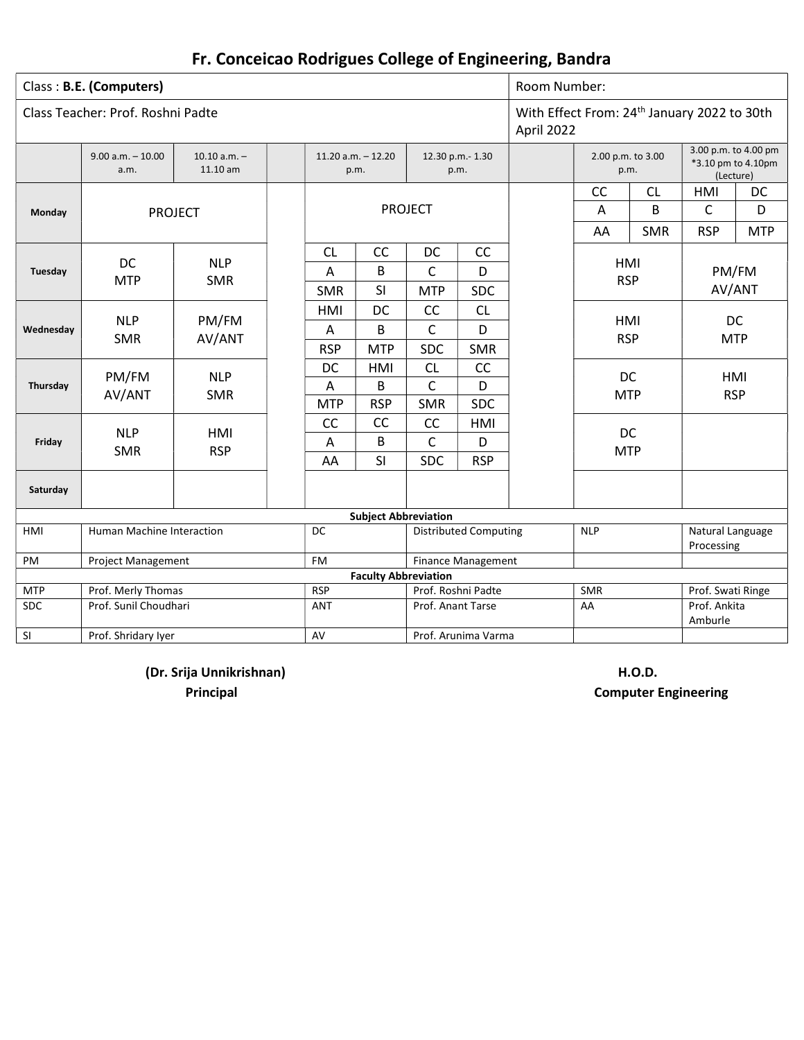# Fr. Conceicao Rodrigues College of Engineering, Bandra

| Class : **B.E. (Computers)** | Room Number: |
|---|---|
| Class Teacher: Prof. Roshni Padte | With Effect From: 24th January 2022 to 30th April 2022 |

| | 9.00 a.m. – 10.00 a.m. | 10.10 a.m. – 11.10 am | | 11.20 a.m. – 12.20 p.m. | | 12.30 p.m.- 1.30 p.m. | | | 2.00 p.m. to 3.00 p.m. | | 3.00 p.m. to 4.00 pm *3.10 pm to 4.10pm (Lecture) | |
|---|---|---|---|---|---|---|---|---|---|---|---|---|
| **Monday** | PROJECT | | | PROJECT | | | | | CC A AA | CL B SMR | HMI C RSP | DC D MTP |
| **Tuesday** | DC MTP | NLP SMR | | CL A SMR | CC B SI | DC C MTP | CC D SDC | | HMI RSP | | PM/FM AV/ANT | |
| **Wednesday** | NLP SMR | PM/FM AV/ANT | | HMI A RSP | DC B MTP | CC C SDC | CL D SMR | | HMI RSP | | DC MTP | |
| **Thursday** | PM/FM AV/ANT | NLP SMR | | DC A MTP | HMI B RSP | CL C SMR | CC D SDC | | DC MTP | | HMI RSP | |
| **Friday** | NLP SMR | HMI RSP | | CC A AA | CC B SI | CC C SDC | HMI D RSP | | DC MTP | | | |
| **Saturday** | | | | | | | | | | | | |

**Subject Abbreviation**

| | | | | | |
|---|---|---|---|---|---|
| HMI | Human Machine Interaction | DC | Distributed Computing | NLP | Natural Language Processing |
| PM | Project Management | FM | Finance Management | | |

**Faculty Abbreviation**

| | | | | | |
|---|---|---|---|---|---|
| MTP | Prof. Merly Thomas | RSP | Prof. Roshni Padte | SMR | Prof. Swati Ringe |
| SDC | Prof. Sunil Choudhari | ANT | Prof. Anant Tarse | AA | Prof. Ankita Amburle |
| SI | Prof. Shridary Iyer | AV | Prof. Arunima Varma | | |

**(Dr. Srija Unnikrishnan)**
**Principal**

**H.O.D.**
**Computer Engineering**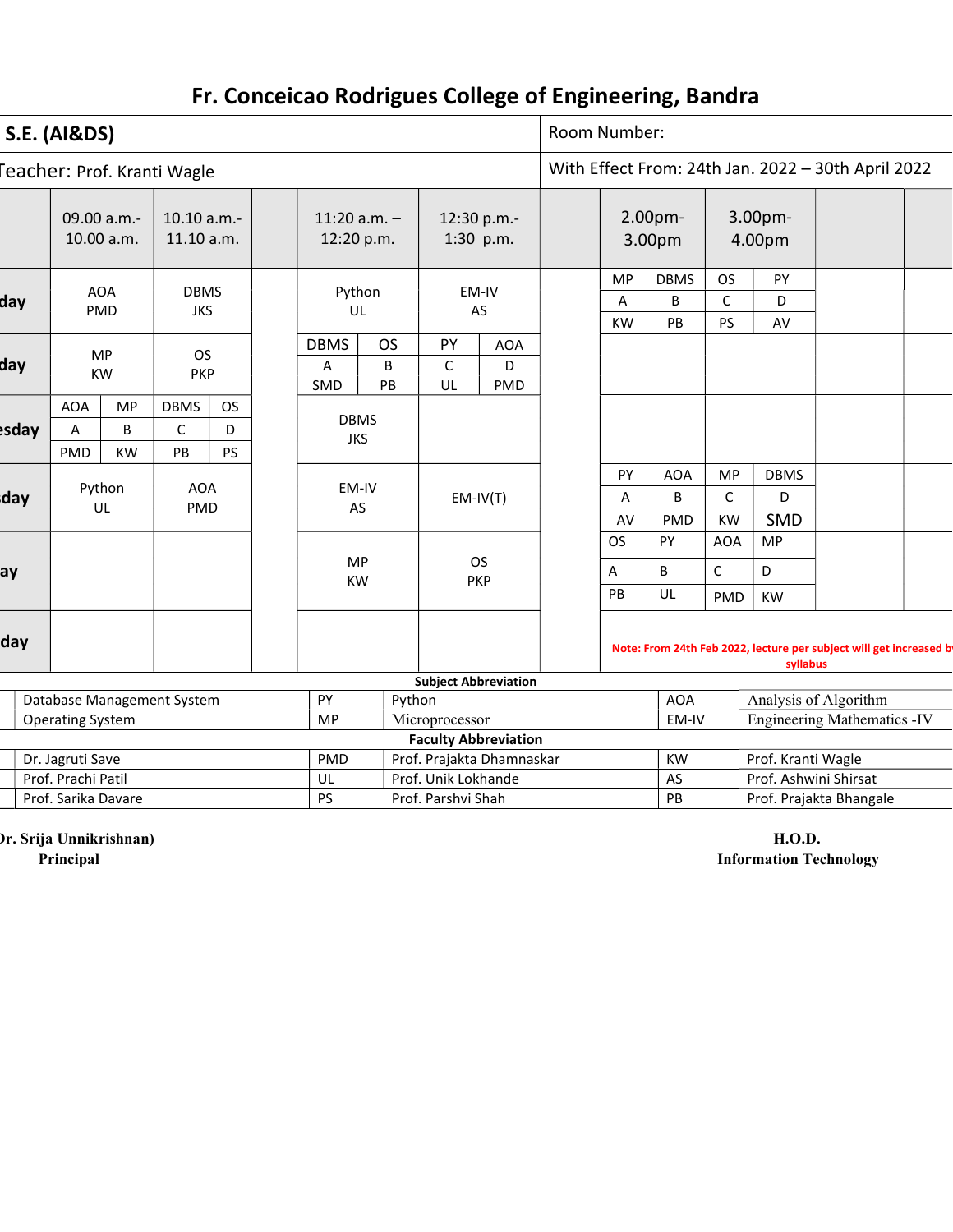# Fr. Conceicao Rodrigues College of Engineering, Bandra

| S.E. (AI&DS) | Room Number: |
|---|---|
| Teacher: Prof. Kranti Wagle | With Effect From: 24th Jan. 2022 – 30th April 2022 |

| | 09.00 a.m.- 10.00 a.m. | 10.10 a.m.- 11.10 a.m. | | 11:20 a.m. – 12:20 p.m. | 12:30 p.m.- 1:30 p.m. | | 2.00pm- 3.00pm | 3.00pm- 4.00pm | |
|---|---|---|---|---|---|---|---|---|---|
| day | AOA PMD | DBMS JKS | | Python UL | EM-IV AS | | MP A KW / DBMS B PB | OS C PS / PY D AV | |
| day | MP KW | OS PKP | | DBMS A SMD / OS B PB | PY C UL / AOA D PMD | | | | |
| esday | AOA A PMD / MP B KW | DBMS C PB / OS D PS | | DBMS JKS | | | | | |
| day | Python UL | AOA PMD | | EM-IV AS | EM-IV(T) | | PY A AV / AOA B PMD | MP C KW / DBMS D SMD | |
| ay | | | | MP KW | OS PKP | | OS A PB / PY B UL | AOA C PMD / MP D KW | |
| day | | | | | | | Note: From 24th Feb 2022, lecture per subject will get increased b... syllabus | | |

**Subject Abbreviation**

| | | | | | |
|---|---|---|---|---|---|
| | Database Management System | PY | Python | AOA | Analysis of Algorithm |
| | Operating System | MP | Microprocessor | EM-IV | Engineering Mathematics -IV |

**Faculty Abbreviation**

| | | | | | |
|---|---|---|---|---|---|
| | Dr. Jagruti Save | PMD | Prof. Prajakta Dhamnaskar | KW | Prof. Kranti Wagle |
| | Prof. Prachi Patil | UL | Prof. Unik Lokhande | AS | Prof. Ashwini Shirsat |
| | Prof. Sarika Davare | PS | Prof. Parshvi Shah | PB | Prof. Prajakta Bhangale |

**Dr. Srija Unnikrishnan)**
**Principal**

**H.O.D.**
**Information Technology**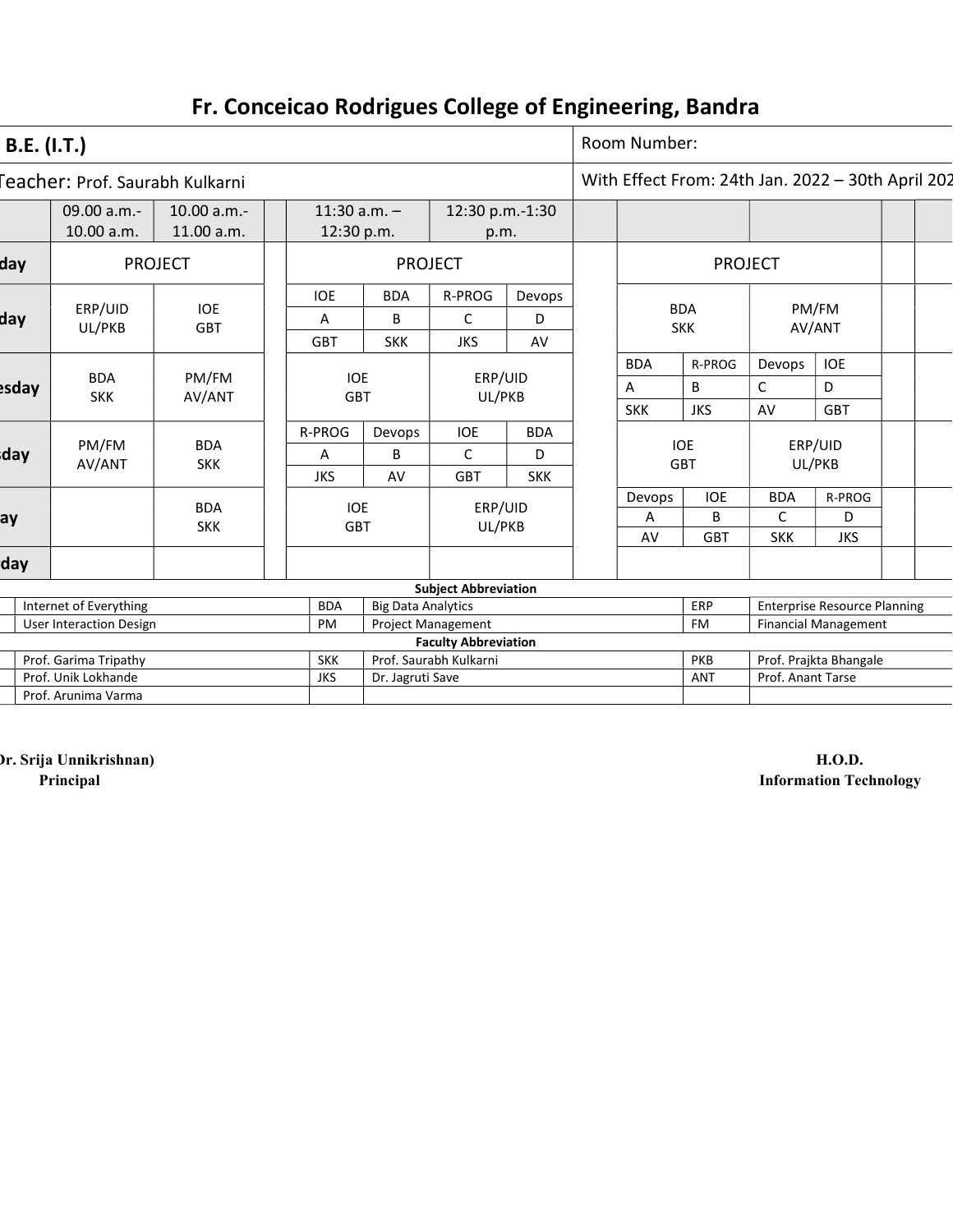# Fr. Conceicao Rodrigues College of Engineering, Bandra

| B.E. (I.T.) | Room Number: |
|---|---|
| Teacher: Prof. Saurabh Kulkarni | With Effect From: 24th Jan. 2022 – 30th April 202 |

| | 09.00 a.m.- 10.00 a.m. | 10.00 a.m.- 11.00 a.m. | | 11:30 a.m. – 12:30 p.m. | | 12:30 p.m.-1:30 p.m. | | | | | | | | |
|---|---|---|---|---|---|---|---|---|---|---|---|---|---|---|
| day | PROJECT | | | PROJECT | | | | | PROJECT | | | | | |
| day | ERP/UID UL/PKB | IOE GBT | | IOE A GBT | BDA B SKK | R-PROG C JKS | Devops D AV | | BDA SKK | | PM/FM AV/ANT | | | |
| esday | BDA SKK | PM/FM AV/ANT | | IOE GBT | | ERP/UID UL/PKB | | | BDA A SKK | R-PROG B JKS | Devops C AV | IOE D GBT | | |
| sday | PM/FM AV/ANT | BDA SKK | | R-PROG A JKS | Devops B AV | IOE C GBT | BDA D SKK | | IOE GBT | | ERP/UID UL/PKB | | | |
| ay | | BDA SKK | | IOE GBT | | ERP/UID UL/PKB | | | Devops A AV | IOE B GBT | BDA C SKK | R-PROG D JKS | | |
| day | | | | | | | | | | | | | | |

**Subject Abbreviation**

| | | | | | |
|---|---|---|---|---|---|
| | Internet of Everything | BDA | Big Data Analytics | ERP | Enterprise Resource Planning |
| | User Interaction Design | PM | Project Management | FM | Financial Management |

**Faculty Abbreviation**

| | | | | | |
|---|---|---|---|---|---|
| | Prof. Garima Tripathy | SKK | Prof. Saurabh Kulkarni | PKB | Prof. Prajkta Bhangale |
| | Prof. Unik Lokhande | JKS | Dr. Jagruti Save | ANT | Prof. Anant Tarse |
| | Prof. Arunima Varma | | | | |

**Dr. Srija Unnikrishnan)**
**Principal**

**H.O.D.**
**Information Technology**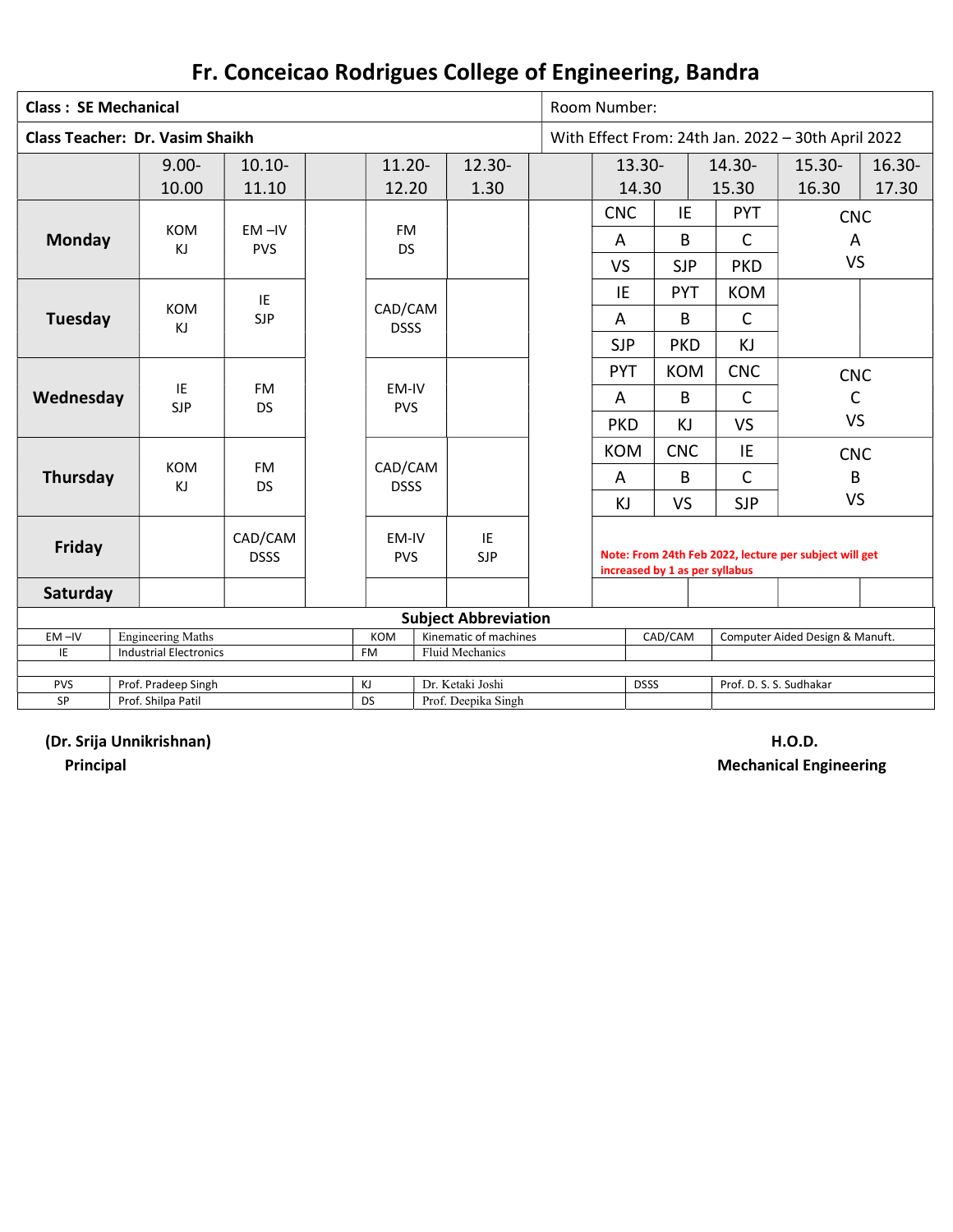# Fr. Conceicao Rodrigues College of Engineering, Bandra

| **Class : SE Mechanical** | Room Number: |
|---|---|
| **Class Teacher: Dr. Vasim Shaikh** | With Effect From: 24th Jan. 2022 – 30th April 2022 |

| | 9.00-10.00 | 10.10-11.10 | | 11.20-12.20 | 12.30-1.30 | | 13.30-14.30 | | 14.30-15.30 | 15.30-16.30 | 16.30-17.30 |
|---|---|---|---|---|---|---|---|---|---|---|---|
| **Monday** | KOM KJ | EM –IV PVS | | FM DS | | | CNC A VS | IE B SJP | PYT C PKD | CNC A VS | |
| **Tuesday** | KOM KJ | IE SJP | | CAD/CAM DSSS | | | IE A SJP | PYT B PKD | KOM C KJ | | |
| **Wednesday** | IE SJP | FM DS | | EM-IV PVS | | | PYT A PKD | KOM B KJ | CNC C VS | CNC C VS | |
| **Thursday** | KOM KJ | FM DS | | CAD/CAM DSSS | | | KOM A KJ | CNC B VS | IE C SJP | CNC B VS | |
| **Friday** | | CAD/CAM DSSS | | EM-IV PVS | IE SJP | | Note: From 24th Feb 2022, lecture per subject will get increased by 1 as per syllabus | | | | |
| **Saturday** | | | | | | | | | | | |

**Subject Abbreviation**

| | | | | | |
|---|---|---|---|---|---|
| EM –IV | Engineering Maths | KOM | Kinematic of machines | CAD/CAM | Computer Aided Design & Manuft. |
| IE | Industrial Electronics | FM | Fluid Mechanics | | |
| | | | | | |
| PVS | Prof. Pradeep Singh | KJ | Dr. Ketaki Joshi | DSSS | Prof. D. S. S. Sudhakar |
| SP | Prof. Shilpa Patil | DS | Prof. Deepika Singh | | |

**(Dr. Srija Unnikrishnan)**
**Principal**

**H.O.D.**
**Mechanical Engineering**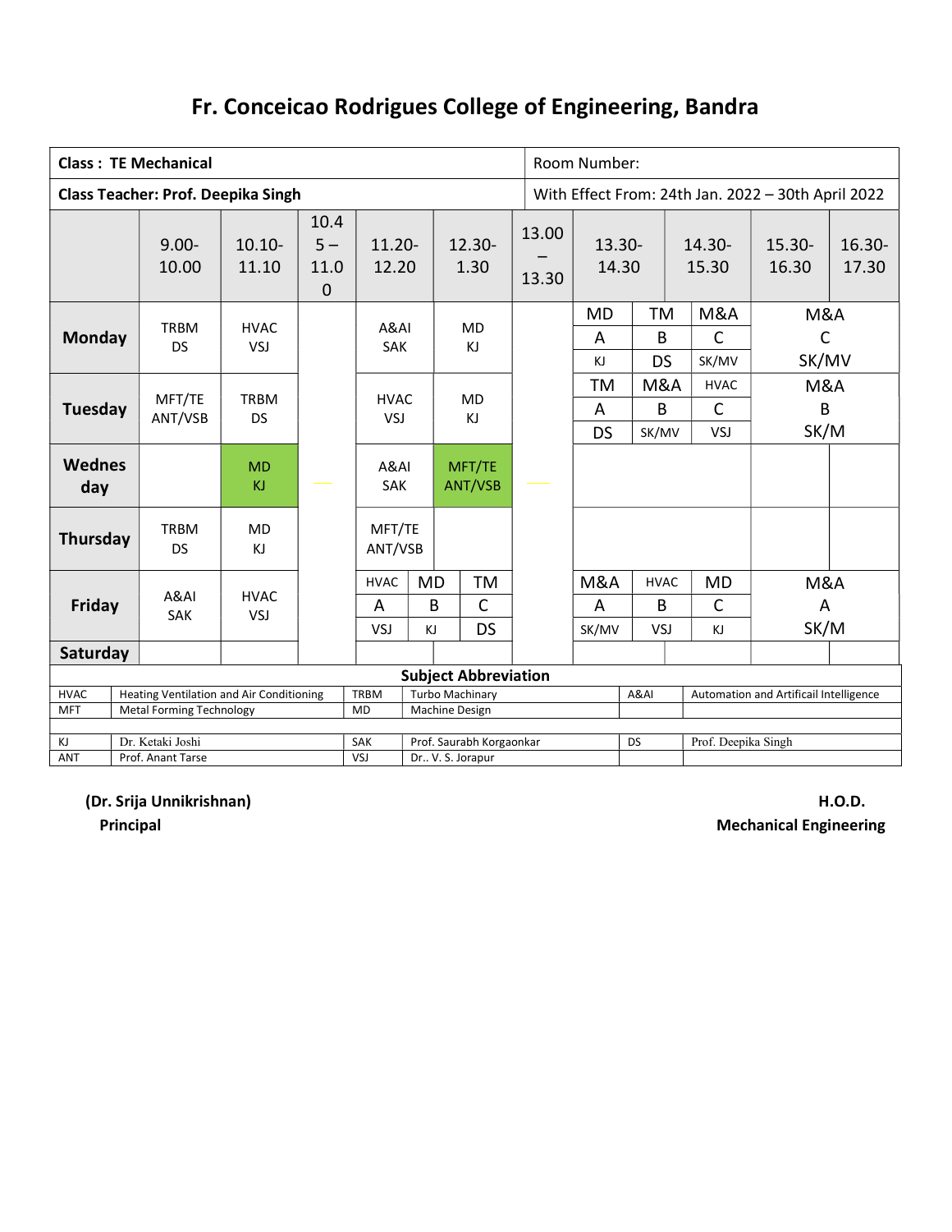# Fr. Conceicao Rodrigues College of Engineering, Bandra

| Class : TE Mechanical | | | | | | | Room Number: | | | |
|---|---|---|---|---|---|---|---|---|---|---|
| **Class Teacher: Prof. Deepika Singh** | | | | | | | With Effect From: 24th Jan. 2022 – 30th April 2022 | | | |
| | 9.00-10.00 | 10.10-11.10 | 10.45 – 11.00 | 11.20-12.20 | 12.30-1.30 | 13.00 – 13.30 | 13.30-14.30 | 14.30-15.30 | 15.30-16.30 | 16.30-17.30 |
| **Monday** | TRBM DS | HVAC VSJ | | A&AI SAK | MD KJ | | MD A KJ / TM B DS | M&A C SK/MV | M&A C SK/MV | |
| **Tuesday** | MFT/TE ANT/VSB | TRBM DS | | HVAC VSJ | MD KJ | | TM A DS / M&A B SK/MV | HVAC C VSJ | M&A B SK/M | |
| **Wednesday** | | MD KJ | | A&AI SAK | MFT/TE ANT/VSB | | | | | |
| **Thursday** | TRBM DS | MD KJ | | MFT/TE ANT/VSB | | | | | | |
| **Friday** | A&AI SAK | HVAC VSJ | | HVAC A VSJ / MD B KJ | TM C DS | | M&A A SK/MV / HVAC B VSJ | MD C KJ | M&A A SK/M | |
| **Saturday** | | | | | | | | | | |

**Subject Abbreviation**

| | | | | | |
|---|---|---|---|---|---|
| HVAC | Heating Ventilation and Air Conditioning | TRBM | Turbo Machinary | A&AI | Automation and Artificail Intelligence |
| MFT | Metal Forming Technology | MD | Machine Design | | |
| KJ | Dr. Ketaki Joshi | SAK | Prof. Saurabh Korgaonkar | DS | Prof. Deepika Singh |
| ANT | Prof. Anant Tarse | VSJ | Dr.. V. S. Jorapur | | |

**(Dr. Srija Unnikrishnan)**
**Principal**

**H.O.D.**
**Mechanical Engineering**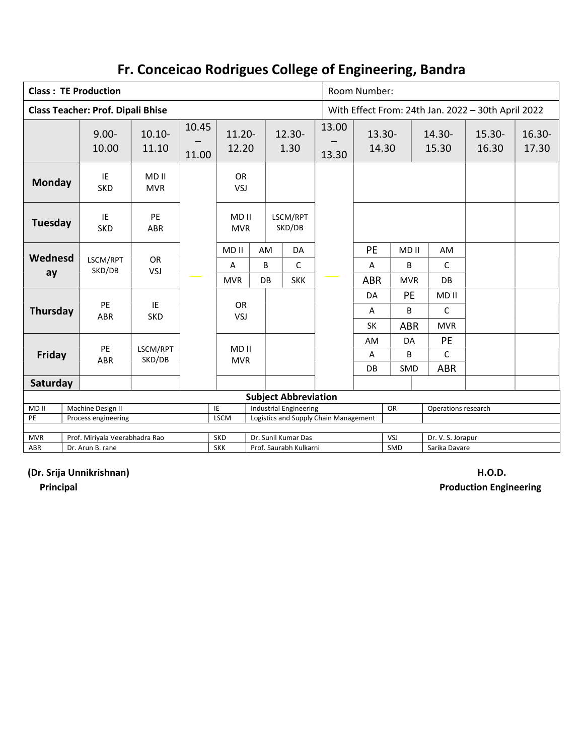# Fr. Conceicao Rodrigues College of Engineering, Bandra

| Class : TE Production | | | | | | | Room Number: | | | |
|---|---|---|---|---|---|---|---|---|---|---|
| **Class Teacher: Prof. Dipali Bhise** | | | | | | | With Effect From: 24th Jan. 2022 – 30th April 2022 | | | |
| | 9.00-10.00 | 10.10-11.10 | 10.45 – 11.00 | 11.20-12.20 | 12.30-1.30 | 13.00 – 13.30 | 13.30-14.30 | 14.30-15.30 | 15.30-16.30 | 16.30-17.30 |
| **Monday** | IE SKD | MD II MVR | | OR VSJ | | | | | | |
| **Tuesday** | IE SKD | PE ABR | | MD II MVR | LSCM/RPT SKD/DB | | | | | |
| **Wednesday** | LSCM/RPT SKD/DB | OR VSJ | | MD II A MVR / AM B DB / DA C SKK | | | PE A ABR / MD II B MVR / AM C DB | | | |
| **Thursday** | PE ABR | IE SKD | | OR VSJ | | | DA A SK / PE B ABR / MD II C MVR | | | |
| **Friday** | PE ABR | LSCM/RPT SKD/DB | | MD II MVR | | | AM A DB / DA B SMD / PE C ABR | | | |
| **Saturday** | | | | | | | | | | |

**Subject Abbreviation**

| | | | | | |
|---|---|---|---|---|---|
| MD II | Machine Design II | IE | Industrial Engineering | OR | Operations research |
| PE | Process engineering | LSCM | Logistics and Supply Chain Management | | |
| | | | | | |
| MVR | Prof. Miriyala Veerabhadra Rao | SKD | Dr. Sunil Kumar Das | VSJ | Dr. V. S. Jorapur |
| ABR | Dr. Arun B. rane | SKK | Prof. Saurabh Kulkarni | SMD | Sarika Davare |

**(Dr. Srija Unnikrishnan)**
**Principal**

**H.O.D.**
**Production Engineering**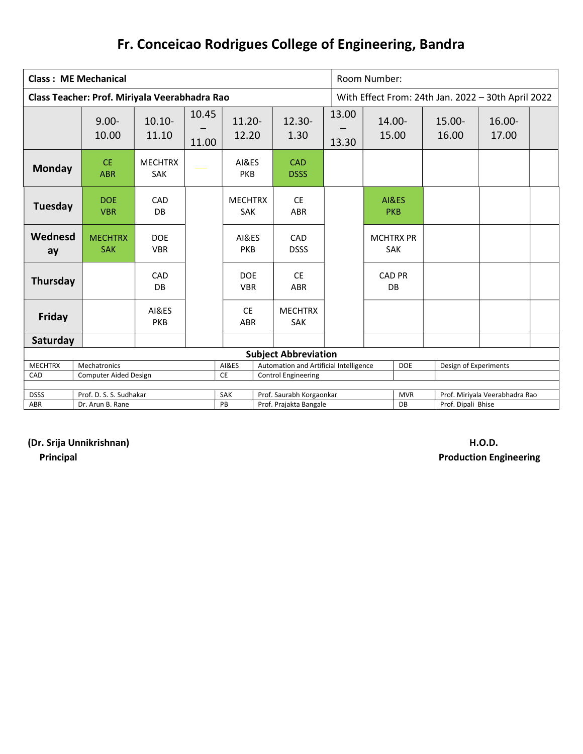# Fr. Conceicao Rodrigues College of Engineering, Bandra

**Class : ME Mechanical** | Room Number:

**Class Teacher: Prof. Miriyala Veerabhadra Rao** | With Effect From: 24th Jan. 2022 – 30th April 2022

| | 9.00-10.00 | 10.10-11.10 | 10.45 – 11.00 | 11.20-12.20 | 12.30-1.30 | 13.00 – 13.30 | 14.00-15.00 | 15.00-16.00 | 16.00-17.00 | |
|---|---|---|---|---|---|---|---|---|---|---|
| **Monday** | CE ABR | MECHTRX SAK | | AI&ES PKB | CAD DSSS | | | | | |
| **Tuesday** | DOE VBR | CAD DB | | MECHTRX SAK | CE ABR | | AI&ES PKB | | | |
| **Wednesday** | MECHTRX SAK | DOE VBR | | AI&ES PKB | CAD DSSS | | MCHTRX PR SAK | | | |
| **Thursday** | | CAD DB | | DOE VBR | CE ABR | | CAD PR DB | | | |
| **Friday** | | AI&ES PKB | | CE ABR | MECHTRX SAK | | | | | |
| **Saturday** | | | | | | | | | | |

**Subject Abbreviation**

| | | | | | |
|---|---|---|---|---|---|
| MECHTRX | Mechatronics | AI&ES | Automation and Artificial Intelligence | DOE | Design of Experiments |
| CAD | Computer Aided Design | CE | Control Engineering | | |
| | | | | | |
| DSSS | Prof. D. S. S. Sudhakar | SAK | Prof. Saurabh Korgaonkar | MVR | Prof. Miriyala Veerabhadra Rao |
| ABR | Dr. Arun B. Rane | PB | Prof. Prajakta Bangale | DB | Prof. Dipali Bhise |

**(Dr. Srija Unnikrishnan)**
**Principal**

**H.O.D.**
**Production Engineering**